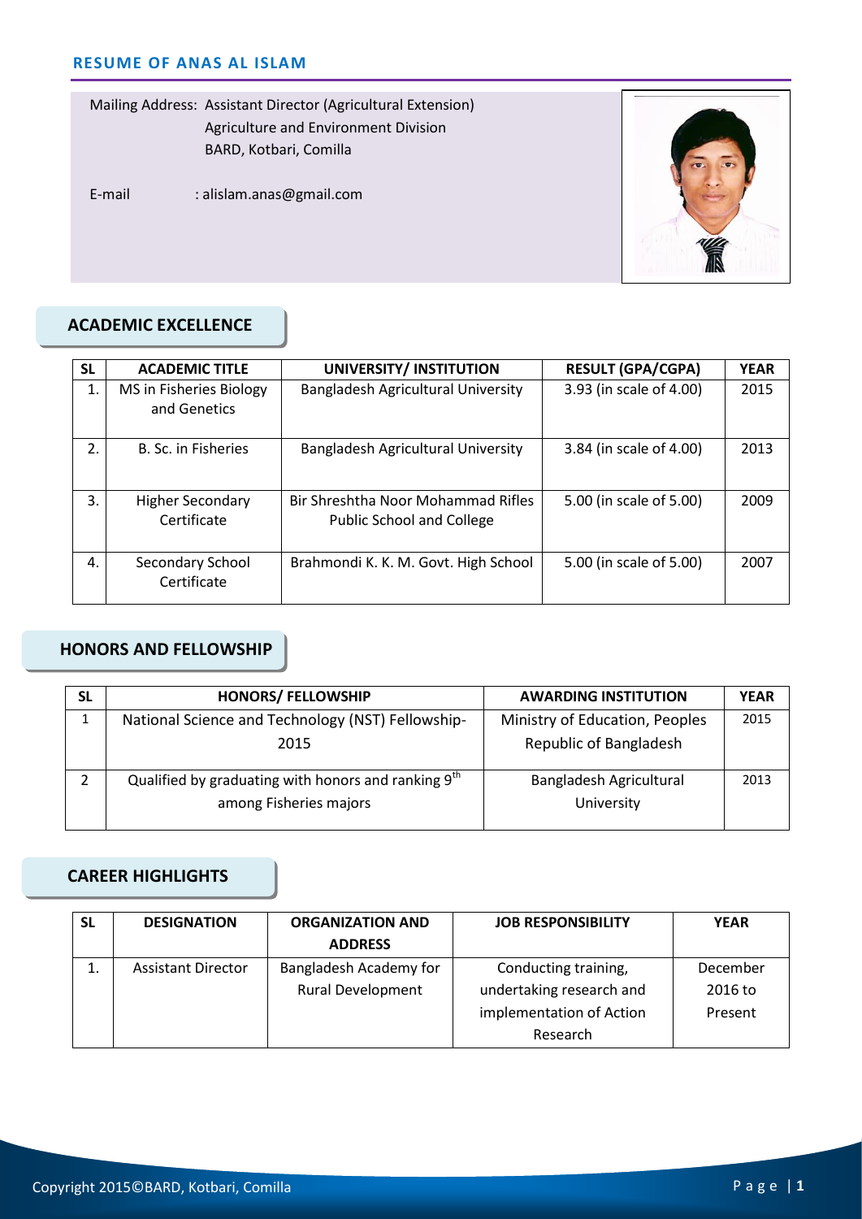# RESUME OF ANAS AL ISLAM

Mailing Address: Assistant Director (Agricultural Extension)
Agriculture and Environment Division
BARD, Kotbari, Comilla

E-mail : alislam.anas@gmail.com

## ACADEMIC EXCELLENCE

| SL | ACADEMIC TITLE | UNIVERSITY/ INSTITUTION | RESULT (GPA/CGPA) | YEAR |
|---|---|---|---|---|
| 1. | MS in Fisheries Biology and Genetics | Bangladesh Agricultural University | 3.93 (in scale of 4.00) | 2015 |
| 2. | B. Sc. in Fisheries | Bangladesh Agricultural University | 3.84 (in scale of 4.00) | 2013 |
| 3. | Higher Secondary Certificate | Bir Shreshtha Noor Mohammad Rifles Public School and College | 5.00 (in scale of 5.00) | 2009 |
| 4. | Secondary School Certificate | Brahmondi K. K. M. Govt. High School | 5.00 (in scale of 5.00) | 2007 |

## HONORS AND FELLOWSHIP

| SL | HONORS/ FELLOWSHIP | AWARDING INSTITUTION | YEAR |
|---|---|---|---|
| 1 | National Science and Technology (NST) Fellowship-2015 | Ministry of Education, Peoples Republic of Bangladesh | 2015 |
| 2 | Qualified by graduating with honors and ranking 9th among Fisheries majors | Bangladesh Agricultural University | 2013 |

## CAREER HIGHLIGHTS

| SL | DESIGNATION | ORGANIZATION AND ADDRESS | JOB RESPONSIBILITY | YEAR |
|---|---|---|---|---|
| 1. | Assistant Director | Bangladesh Academy for Rural Development | Conducting training, undertaking research and implementation of Action Research | December 2016 to Present |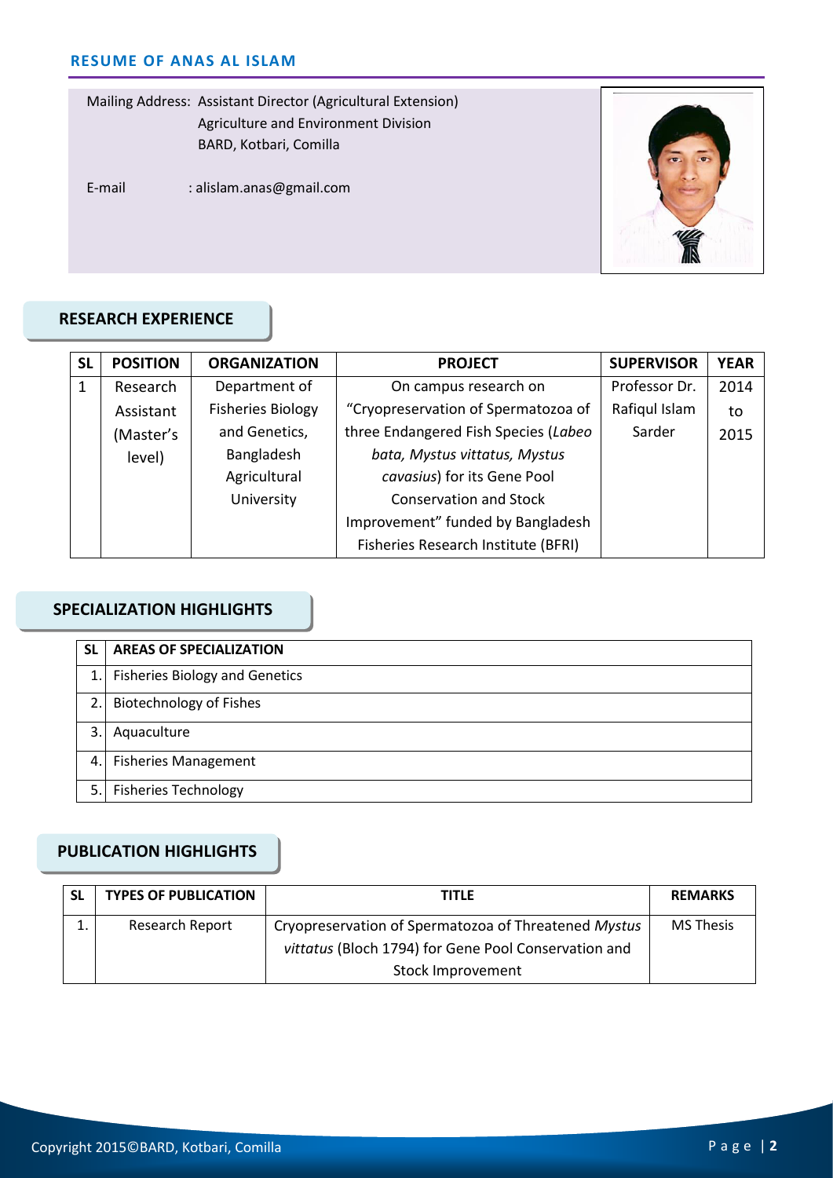**RESUME OF ANAS AL ISLAM**

Mailing Address: Assistant Director (Agricultural Extension)
Agriculture and Environment Division
BARD, Kotbari, Comilla

E-mail : alislam.anas@gmail.com

## RESEARCH EXPERIENCE

| SL | POSITION | ORGANIZATION | PROJECT | SUPERVISOR | YEAR |
|---|---|---|---|---|---|
| 1 | Research Assistant (Master's level) | Department of Fisheries Biology and Genetics, Bangladesh Agricultural University | On campus research on "Cryopreservation of Spermatozoa of three Endangered Fish Species (*Labeo bata, Mystus vittatus, Mystus cavasius*) for its Gene Pool Conservation and Stock Improvement" funded by Bangladesh Fisheries Research Institute (BFRI) | Professor Dr. Rafiqul Islam Sarder | 2014 to 2015 |

## SPECIALIZATION HIGHLIGHTS

| SL | AREAS OF SPECIALIZATION |
|---|---|
| 1. | Fisheries Biology and Genetics |
| 2. | Biotechnology of Fishes |
| 3. | Aquaculture |
| 4. | Fisheries Management |
| 5. | Fisheries Technology |

## PUBLICATION HIGHLIGHTS

| SL | TYPES OF PUBLICATION | TITLE | REMARKS |
|---|---|---|---|
| 1. | Research Report | Cryopreservation of Spermatozoa of Threatened *Mystus vittatus* (Bloch 1794) for Gene Pool Conservation and Stock Improvement | MS Thesis |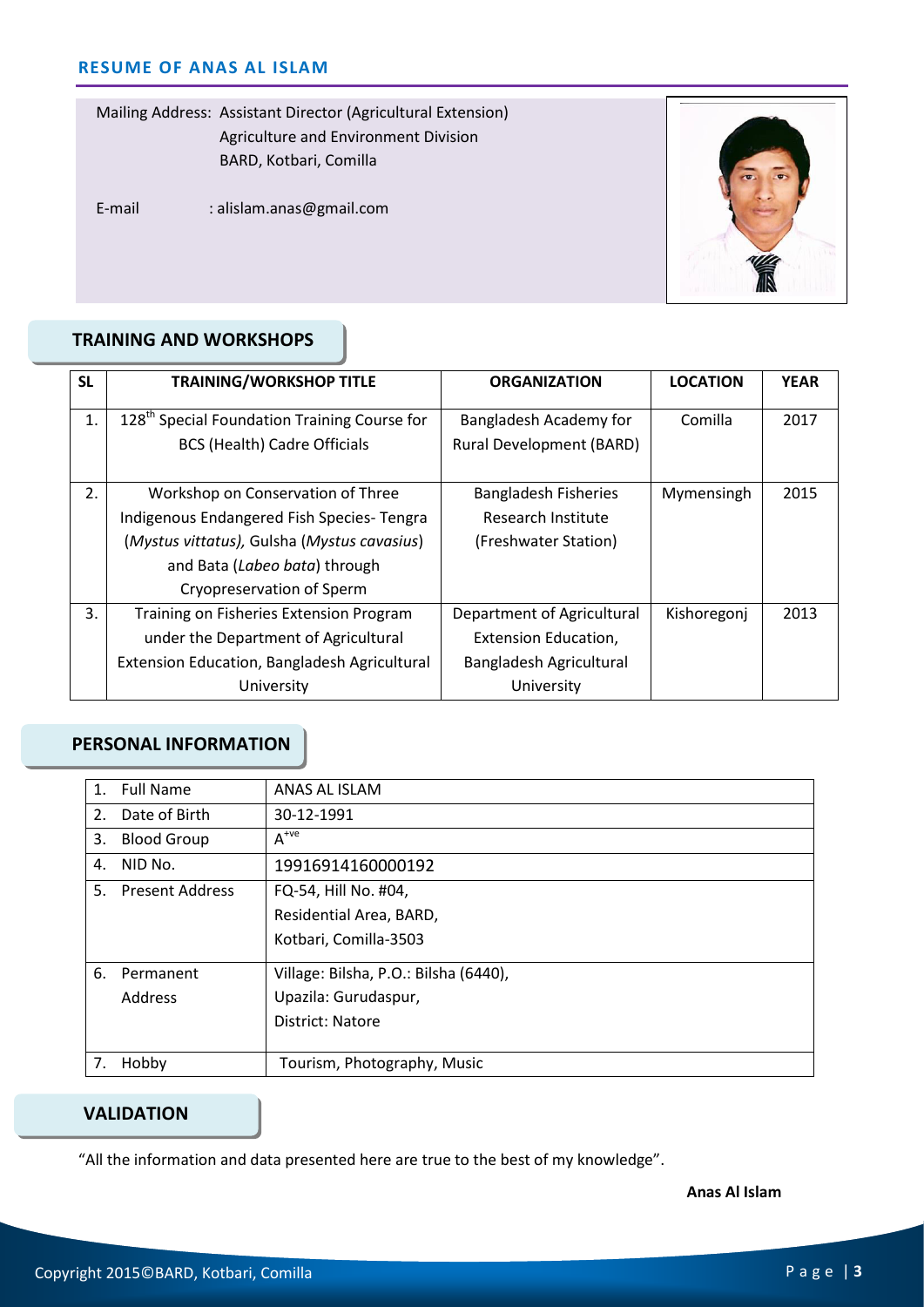**RESUME OF ANAS AL ISLAM**

Mailing Address: Assistant Director (Agricultural Extension)
Agriculture and Environment Division
BARD, Kotbari, Comilla

E-mail : alislam.anas@gmail.com

## TRAINING AND WORKSHOPS

| SL | TRAINING/WORKSHOP TITLE | ORGANIZATION | LOCATION | YEAR |
|---|---|---|---|---|
| 1. | 128th Special Foundation Training Course for BCS (Health) Cadre Officials | Bangladesh Academy for Rural Development (BARD) | Comilla | 2017 |
| 2. | Workshop on Conservation of Three Indigenous Endangered Fish Species- Tengra (*Mystus vittatus),* Gulsha (*Mystus cavasius*) and Bata (*Labeo bata*) through Cryopreservation of Sperm | Bangladesh Fisheries Research Institute (Freshwater Station) | Mymensingh | 2015 |
| 3. | Training on Fisheries Extension Program under the Department of Agricultural Extension Education, Bangladesh Agricultural University | Department of Agricultural Extension Education, Bangladesh Agricultural University | Kishoregonj | 2013 |

## PERSONAL INFORMATION

| | | |
|---|---|---|
| 1. | Full Name | ANAS AL ISLAM |
| 2. | Date of Birth | 30-12-1991 |
| 3. | Blood Group | $A^{+ve}$ |
| 4. | NID No. | 19916914160000192 |
| 5. | Present Address | FQ-54, Hill No. #04, Residential Area, BARD, Kotbari, Comilla-3503 |
| 6. | Permanent Address | Village: Bilsha, P.O.: Bilsha (6440), Upazila: Gurudaspur, District: Natore |
| 7. | Hobby | Tourism, Photography, Music |

## VALIDATION

"All the information and data presented here are true to the best of my knowledge".

**Anas Al Islam**